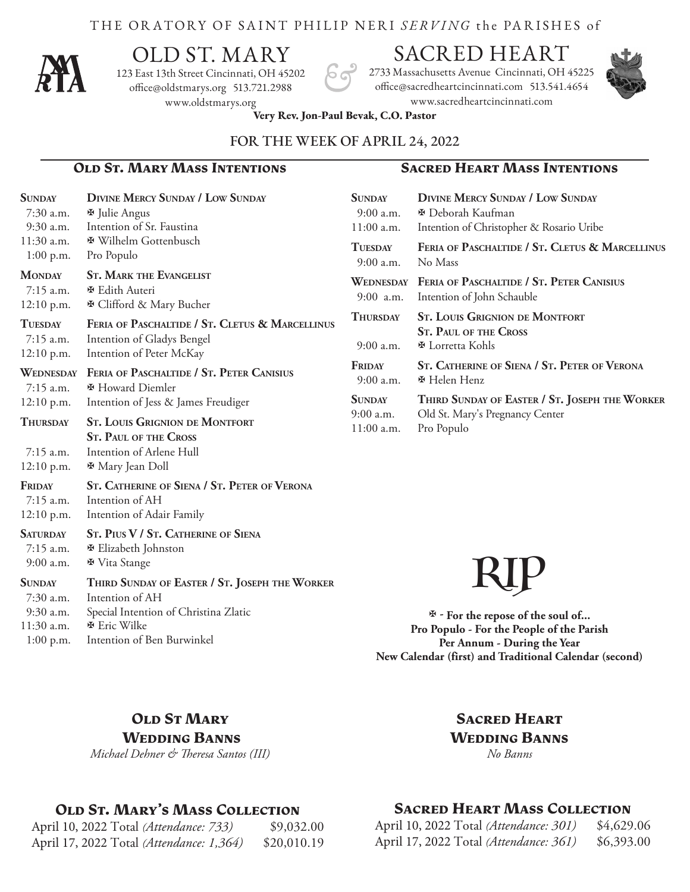THE ORATORY OF SAINT PHILIP NERI *SERVING* the PARISHES of

# OLD ST. MARY & SACRED HEART

**Old St. Mary**
123 East 13th Street Cincinnati, OH 45202
office@oldstmarys.org 513.721.2988
www.oldstmarys.org

**Sacred Heart**
2733 Massachusetts Avenue Cincinnati, OH 45225
office@sacredheartcincinnati.com 513.541.4654
www.sacredheartcincinnati.com

**Very Rev. Jon-Paul Bevak, C.O. Pastor**

## FOR THE WEEK OF APRIL 24, 2022

### Old St. Mary Mass Intentions

**SUNDAY** — **DIVINE MERCY SUNDAY / LOW SUNDAY**
- 7:30 a.m. ✠ Julie Angus
- 9:30 a.m. Intention of Sr. Faustina
- 11:30 a.m. ✠ Wilhelm Gottenbusch
- 1:00 p.m. Pro Populo

**MONDAY** — **ST. MARK THE EVANGELIST**
- 7:15 a.m. ✠ Edith Auteri
- 12:10 p.m. ✠ Clifford & Mary Bucher

**TUESDAY** — **FERIA OF PASCHALTIDE / ST. CLETUS & MARCELLINUS**
- 7:15 a.m. Intention of Gladys Bengel
- 12:10 p.m. Intention of Peter McKay

**WEDNESDAY** — **FERIA OF PASCHALTIDE / ST. PETER CANISIUS**
- 7:15 a.m. ✠ Howard Diemler
- 12:10 p.m. Intention of Jess & James Freudiger

**THURSDAY** — **ST. LOUIS GRIGNION DE MONTFORT / ST. PAUL OF THE CROSS**
- 7:15 a.m. Intention of Arlene Hull
- 12:10 p.m. ✠ Mary Jean Doll

**FRIDAY** — **ST. CATHERINE OF SIENA / ST. PETER OF VERONA**
- 7:15 a.m. Intention of AH
- 12:10 p.m. Intention of Adair Family

**SATURDAY** — **ST. PIUS V / ST. CATHERINE OF SIENA**
- 7:15 a.m. ✠ Elizabeth Johnston
- 9:00 a.m. ✠ Vita Stange

**SUNDAY** — **THIRD SUNDAY OF EASTER / ST. JOSEPH THE WORKER**
- 7:30 a.m. Intention of AH
- 9:30 a.m. Special Intention of Christina Zlatic
- 11:30 a.m. ✠ Eric Wilke
- 1:00 p.m. Intention of Ben Burwinkel

### Sacred Heart Mass Intentions

**SUNDAY** — **DIVINE MERCY SUNDAY / LOW SUNDAY**
- 9:00 a.m. ✠ Deborah Kaufman
- 11:00 a.m. Intention of Christopher & Rosario Uribe

**TUESDAY** — **FERIA OF PASCHALTIDE / ST. CLETUS & MARCELLINUS**
- 9:00 a.m. No Mass

**WEDNESDAY** — **FERIA OF PASCHALTIDE / ST. PETER CANISIUS**
- 9:00 a.m. Intention of John Schauble

**THURSDAY** — **ST. LOUIS GRIGNION DE MONTFORT / ST. PAUL OF THE CROSS**
- 9:00 a.m. ✠ Lorretta Kohls

**FRIDAY** — **ST. CATHERINE OF SIENA / ST. PETER OF VERONA**
- 9:00 a.m. ✠ Helen Henz

**SUNDAY** — **THIRD SUNDAY OF EASTER / ST. JOSEPH THE WORKER**
- 9:00 a.m. Old St. Mary's Pregnancy Center
- 11:00 a.m. Pro Populo

## RIP

**✠ - For the repose of the soul of...**
**Pro Populo - For the People of the Parish**
**Per Annum - During the Year**
**New Calendar (first) and Traditional Calendar (second)**

### Old St Mary Wedding Banns

*Michael Dehner & Theresa Santos (III)*

### Sacred Heart Wedding Banns

*No Banns*

### Old St. Mary's Mass Collection

| Date | Total |
|---|---|
| April 10, 2022 Total *(Attendance: 733)* | $9,032.00 |
| April 17, 2022 Total *(Attendance: 1,364)* | $20,010.19 |

### Sacred Heart Mass Collection

| Date | Total |
|---|---|
| April 10, 2022 Total *(Attendance: 301)* | $4,629.06 |
| April 17, 2022 Total *(Attendance: 361)* | $6,393.00 |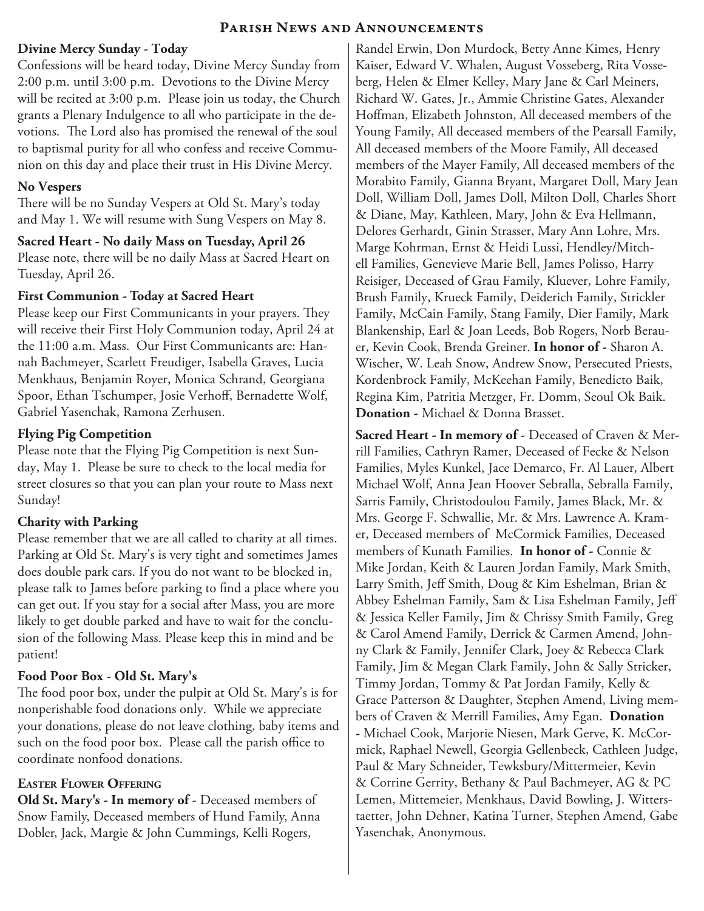## Parish News and Announcements

**Divine Mercy Sunday - Today**

Confessions will be heard today, Divine Mercy Sunday from 2:00 p.m. until 3:00 p.m. Devotions to the Divine Mercy will be recited at 3:00 p.m. Please join us today, the Church grants a Plenary Indulgence to all who participate in the devotions. The Lord also has promised the renewal of the soul to baptismal purity for all who confess and receive Communion on this day and place their trust in His Divine Mercy.

**No Vespers**

There will be no Sunday Vespers at Old St. Mary's today and May 1. We will resume with Sung Vespers on May 8.

**Sacred Heart - No daily Mass on Tuesday, April 26**

Please note, there will be no daily Mass at Sacred Heart on Tuesday, April 26.

**First Communion - Today at Sacred Heart**

Please keep our First Communicants in your prayers. They will receive their First Holy Communion today, April 24 at the 11:00 a.m. Mass. Our First Communicants are: Hannah Bachmeyer, Scarlett Freudiger, Isabella Graves, Lucia Menkhaus, Benjamin Royer, Monica Schrand, Georgiana Spoor, Ethan Tschumper, Josie Verhoff, Bernadette Wolf, Gabriel Yasenchak, Ramona Zerhusen.

**Flying Pig Competition**

Please note that the Flying Pig Competition is next Sunday, May 1. Please be sure to check to the local media for street closures so that you can plan your route to Mass next Sunday!

**Charity with Parking**

Please remember that we are all called to charity at all times. Parking at Old St. Mary's is very tight and sometimes James does double park cars. If you do not want to be blocked in, please talk to James before parking to find a place where you can get out. If you stay for a social after Mass, you are more likely to get double parked and have to wait for the conclusion of the following Mass. Please keep this in mind and be patient!

**Food Poor Box - Old St. Mary's**

The food poor box, under the pulpit at Old St. Mary's is for nonperishable food donations only. While we appreciate your donations, please do not leave clothing, baby items and such on the food poor box. Please call the parish office to coordinate nonfood donations.

**Easter Flower Offering**

**Old St. Mary's - In memory of** - Deceased members of Snow Family, Deceased members of Hund Family, Anna Dobler, Jack, Margie & John Cummings, Kelli Rogers, Randel Erwin, Don Murdock, Betty Anne Kimes, Henry Kaiser, Edward V. Whalen, August Vosseberg, Rita Vosseberg, Helen & Elmer Kelley, Mary Jane & Carl Meiners, Richard W. Gates, Jr., Ammie Christine Gates, Alexander Hoffman, Elizabeth Johnston, All deceased members of the Young Family, All deceased members of the Pearsall Family, All deceased members of the Moore Family, All deceased members of the Mayer Family, All deceased members of the Morabito Family, Gianna Bryant, Margaret Doll, Mary Jean Doll, William Doll, James Doll, Milton Doll, Charles Short & Diane, May, Kathleen, Mary, John & Eva Hellmann, Delores Gerhardt, Ginin Strasser, Mary Ann Lohre, Mrs. Marge Kohrman, Ernst & Heidi Lussi, Hendley/Mitchell Families, Genevieve Marie Bell, James Polisso, Harry Reisiger, Deceased of Grau Family, Kluever, Lohre Family, Brush Family, Krueck Family, Deiderich Family, Strickler Family, McCain Family, Stang Family, Dier Family, Mark Blankenship, Earl & Joan Leeds, Bob Rogers, Norb Berauer, Kevin Cook, Brenda Greiner. **In honor of -** Sharon A. Wischer, W. Leah Snow, Andrew Snow, Persecuted Priests, Kordenbrock Family, McKeehan Family, Benedicto Baik, Regina Kim, Patritia Metzger, Fr. Domm, Seoul Ok Baik. **Donation -** Michael & Donna Brasset.

**Sacred Heart - In memory of** - Deceased of Craven & Merrill Families, Cathryn Ramer, Deceased of Fecke & Nelson Families, Myles Kunkel, Jace Demarco, Fr. Al Lauer, Albert Michael Wolf, Anna Jean Hoover Sebralla, Sebralla Family, Sarris Family, Christodoulou Family, James Black, Mr. & Mrs. George F. Schwallie, Mr. & Mrs. Lawrence A. Kramer, Deceased members of McCormick Families, Deceased members of Kunath Families. **In honor of -** Connie & Mike Jordan, Keith & Lauren Jordan Family, Mark Smith, Larry Smith, Jeff Smith, Doug & Kim Eshelman, Brian & Abbey Eshelman Family, Sam & Lisa Eshelman Family, Jeff & Jessica Keller Family, Jim & Chrissy Smith Family, Greg & Carol Amend Family, Derrick & Carmen Amend, Johnny Clark & Family, Jennifer Clark, Joey & Rebecca Clark Family, Jim & Megan Clark Family, John & Sally Stricker, Timmy Jordan, Tommy & Pat Jordan Family, Kelly & Grace Patterson & Daughter, Stephen Amend, Living members of Craven & Merrill Families, Amy Egan. **Donation -** Michael Cook, Marjorie Niesen, Mark Gerve, K. McCormick, Raphael Newell, Georgia Gellenbeck, Cathleen Judge, Paul & Mary Schneider, Tewksbury/Mittermeier, Kevin & Corrine Gerrity, Bethany & Paul Bachmeyer, AG & PC Lemen, Mittemeier, Menkhaus, David Bowling, J. Witterstaetter, John Dehner, Katina Turner, Stephen Amend, Gabe Yasenchak, Anonymous.